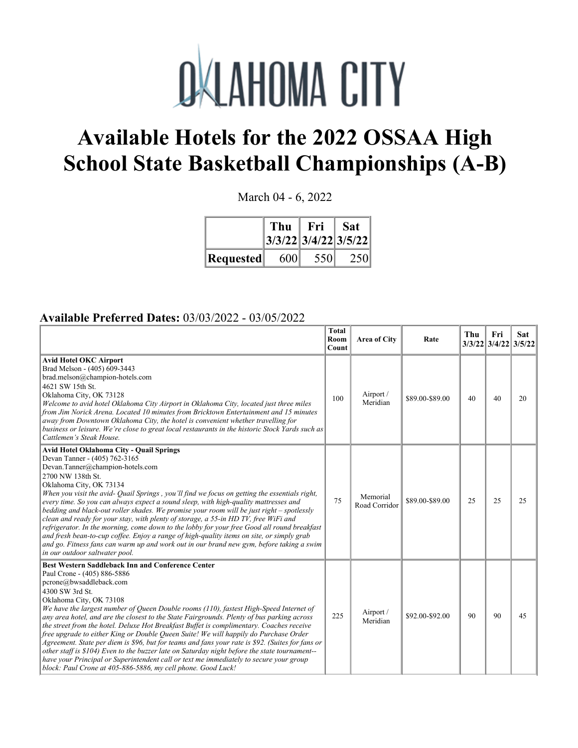# OKLAHOMA CITY

# Available Hotels for the 2022 OSSAA High School State Basketball Championships (A-B)

March 04 - 6, 2022

| | Thu 3/3/22 | Fri 3/4/22 | Sat 3/5/22 |
|---|---|---|---|
| **Requested** | 600 | 550 | 250 |

## Available Preferred Dates: 03/03/2022 - 03/05/2022

| | Total Room Count | Area of City | Rate | Thu 3/3/22 | Fri 3/4/22 | Sat 3/5/22 |
|---|---|---|---|---|---|---|
| **Avid Hotel OKC Airport**<br>Brad Melson - (405) 609-3443<br>brad.melson@champion-hotels.com<br>4621 SW 15th St.<br>Oklahoma City, OK 73128<br>*Welcome to avid hotel Oklahoma City Airport in Oklahoma City, located just three miles from Jim Norick Arena. Located 10 minutes from Bricktown Entertainment and 15 minutes away from Downtown Oklahoma City, the hotel is convenient whether travelling for business or leisure. We're close to great local restaurants in the historic Stock Yards such as Cattlemen's Steak House.* | 100 | Airport / Meridian | \$89.00-\$89.00 | 40 | 40 | 20 |
| **Avid Hotel Oklahoma City - Quail Springs**<br>Devan Tanner - (405) 762-3165<br>Devan.Tanner@champion-hotels.com<br>2700 NW 138th St.<br>Oklahoma City, OK 73134<br>*When you visit the avid- Quail Springs , you'll find we focus on getting the essentials right, every time. So you can always expect a sound sleep, with high-quality mattresses and bedding and black-out roller shades. We promise your room will be just right – spotlessly clean and ready for your stay, with plenty of storage, a 55-in HD TV, free WiFi and refrigerator. In the morning, come down to the lobby for your free Good all round breakfast and fresh bean-to-cup coffee. Enjoy a range of high-quality items on site, or simply grab and go. Fitness fans can warm up and work out in our brand new gym, before taking a swim in our outdoor saltwater pool.* | 75 | Memorial Road Corridor | \$89.00-\$89.00 | 25 | 25 | 25 |
| **Best Western Saddleback Inn and Conference Center**<br>Paul Crone - (405) 886-5886<br>pcrone@bwsaddleback.com<br>4300 SW 3rd St.<br>Oklahoma City, OK 73108<br>*We have the largest number of Queen Double rooms (110), fastest High-Speed Internet of any area hotel, and are the closest to the State Fairgrounds. Plenty of bus parking across the street from the hotel. Deluxe Hot Breakfast Buffet is complimentary. Coaches receive free upgrade to either King or Double Queen Suite! We will happily do Purchase Order Agreement. State per diem is \$96, but for teams and fans your rate is \$92. (Suites for fans or other staff is \$104) Even to the buzzer late on Saturday night before the state tournament--have your Principal or Superintendent call or text me immediately to secure your group block: Paul Crone at 405-886-5886, my cell phone. Good Luck!* | 225 | Airport / Meridian | \$92.00-\$92.00 | 90 | 90 | 45 |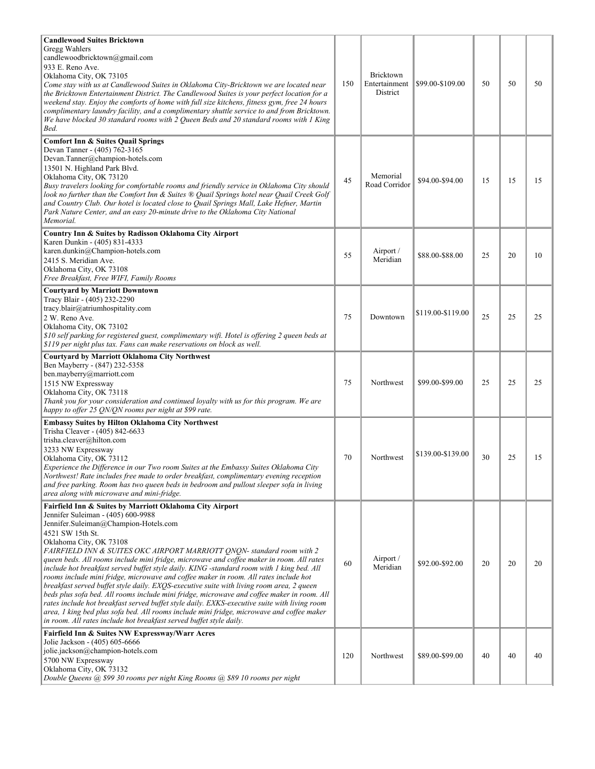| | | | | | | |
|---|---|---|---|---|---|---|
| **Candlewood Suites Bricktown**<br>Gregg Wahlers<br>candlewoodbricktown@gmail.com<br>933 E. Reno Ave.<br>Oklahoma City, OK 73105<br>*Come stay with us at Candlewood Suites in Oklahoma City-Bricktown we are located near the Bricktown Entertainment District. The Candlewood Suites is your perfect location for a weekend stay. Enjoy the comforts of home with full size kitchens, fitness gym, free 24 hours complimentary laundry facility, and a complimentary shuttle service to and from Bricktown. We have blocked 30 standard rooms with 2 Queen Beds and 20 standard rooms with 1 King Bed.* | 150 | Bricktown Entertainment District | \$99.00-\$109.00 | 50 | 50 | 50 |
| **Comfort Inn & Suites Quail Springs**<br>Devan Tanner - (405) 762-3165<br>Devan.Tanner@champion-hotels.com<br>13501 N. Highland Park Blvd.<br>Oklahoma City, OK 73120<br>*Busy travelers looking for comfortable rooms and friendly service in Oklahoma City should look no further than the Comfort Inn & Suites ® Quail Springs hotel near Quail Creek Golf and Country Club. Our hotel is located close to Quail Springs Mall, Lake Hefner, Martin Park Nature Center, and an easy 20-minute drive to the Oklahoma City National Memorial.* | 45 | Memorial Road Corridor | \$94.00-\$94.00 | 15 | 15 | 15 |
| **Country Inn & Suites by Radisson Oklahoma City Airport**<br>Karen Dunkin - (405) 831-4333<br>karen.dunkin@Champion-hotels.com<br>2415 S. Meridian Ave.<br>Oklahoma City, OK 73108<br>*Free Breakfast, Free WIFI, Family Rooms* | 55 | Airport / Meridian | \$88.00-\$88.00 | 25 | 20 | 10 |
| **Courtyard by Marriott Downtown**<br>Tracy Blair - (405) 232-2290<br>tracy.blair@atriumhospitality.com<br>2 W. Reno Ave.<br>Oklahoma City, OK 73102<br>*\$10 self parking for registered guest, complimentary wifi. Hotel is offering 2 queen beds at \$119 per night plus tax. Fans can make reservations on block as well.* | 75 | Downtown | \$119.00-\$119.00 | 25 | 25 | 25 |
| **Courtyard by Marriott Oklahoma City Northwest**<br>Ben Mayberry - (847) 232-5358<br>ben.mayberry@marriott.com<br>1515 NW Expressway<br>Oklahoma City, OK 73118<br>*Thank you for your consideration and continued loyalty with us for this program. We are happy to offer 25 QN/QN rooms per night at \$99 rate.* | 75 | Northwest | \$99.00-\$99.00 | 25 | 25 | 25 |
| **Embassy Suites by Hilton Oklahoma City Northwest**<br>Trisha Cleaver - (405) 842-6633<br>trisha.cleaver@hilton.com<br>3233 NW Expressway<br>Oklahoma City, OK 73112<br>*Experience the Difference in our Two room Suites at the Embassy Suites Oklahoma City Northwest! Rate includes free made to order breakfast, complimentary evening reception and free parking. Room has two queen beds in bedroom and pullout sleeper sofa in living area along with microwave and mini-fridge.* | 70 | Northwest | \$139.00-\$139.00 | 30 | 25 | 15 |
| **Fairfield Inn & Suites by Marriott Oklahoma City Airport**<br>Jennifer Suleiman - (405) 600-9988<br>Jennifer.Suleiman@Champion-Hotels.com<br>4521 SW 15th St.<br>Oklahoma City, OK 73108<br>*FAIRFIELD INN & SUITES OKC AIRPORT MARRIOTT QNQN- standard room with 2 queen beds. All rooms include mini fridge, microwave and coffee maker in room. All rates include hot breakfast served buffet style daily. KING -standard room with 1 king bed. All rooms include mini fridge, microwave and coffee maker in room. All rates include hot breakfast served buffet style daily. EXQS-executive suite with living room area, 2 queen beds plus sofa bed. All rooms include mini fridge, microwave and coffee maker in room. All rates include hot breakfast served buffet style daily. EXKS-executive suite with living room area, 1 king bed plus sofa bed. All rooms include mini fridge, microwave and coffee maker in room. All rates include hot breakfast served buffet style daily.* | 60 | Airport / Meridian | \$92.00-\$92.00 | 20 | 20 | 20 |
| **Fairfield Inn & Suites NW Expressway/Warr Acres**<br>Jolie Jackson - (405) 605-6666<br>jolie.jackson@champion-hotels.com<br>5700 NW Expressway<br>Oklahoma City, OK 73132<br>*Double Queens @ \$99 30 rooms per night King Rooms @ \$89 10 rooms per night* | 120 | Northwest | \$89.00-\$99.00 | 40 | 40 | 40 |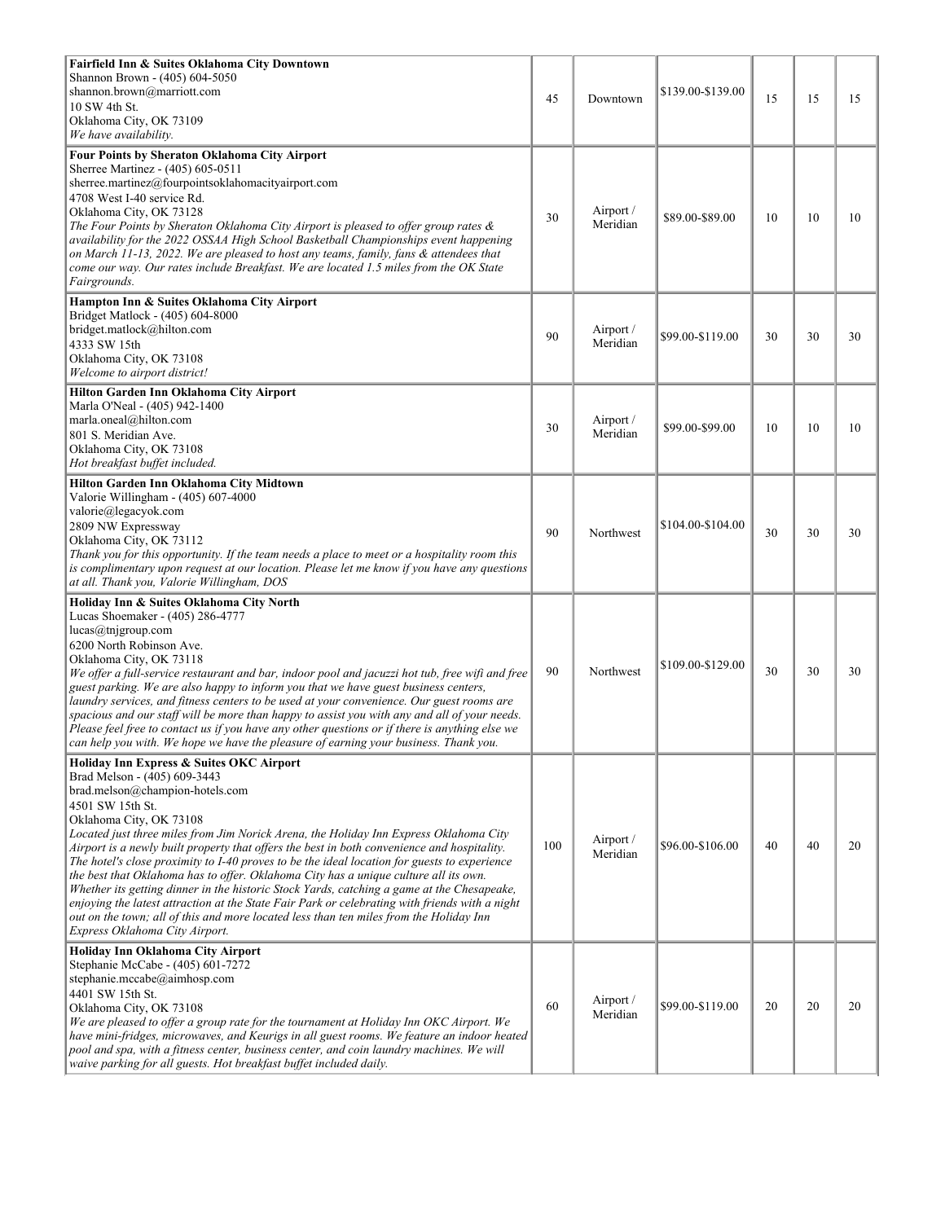| | | | | | | |
|---|---|---|---|---|---|---|
| **Fairfield Inn & Suites Oklahoma City Downtown**<br>Shannon Brown - (405) 604-5050<br>shannon.brown@marriott.com<br>10 SW 4th St.<br>Oklahoma City, OK 73109<br>*We have availability.* | 45 | Downtown | $139.00-$139.00 | 15 | 15 | 15 |
| **Four Points by Sheraton Oklahoma City Airport**<br>Sherree Martinez - (405) 605-0511<br>sherree.martinez@fourpointsoklahomacityairport.com<br>4708 West I-40 service Rd.<br>Oklahoma City, OK 73128<br>*The Four Points by Sheraton Oklahoma City Airport is pleased to offer group rates & availability for the 2022 OSSAA High School Basketball Championships event happening on March 11-13, 2022. We are pleased to host any teams, family, fans & attendees that come our way. Our rates include Breakfast. We are located 1.5 miles from the OK State Fairgrounds.* | 30 | Airport / Meridian | $89.00-$89.00 | 10 | 10 | 10 |
| **Hampton Inn & Suites Oklahoma City Airport**<br>Bridget Matlock - (405) 604-8000<br>bridget.matlock@hilton.com<br>4333 SW 15th<br>Oklahoma City, OK 73108<br>*Welcome to airport district!* | 90 | Airport / Meridian | $99.00-$119.00 | 30 | 30 | 30 |
| **Hilton Garden Inn Oklahoma City Airport**<br>Marla O'Neal - (405) 942-1400<br>marla.oneal@hilton.com<br>801 S. Meridian Ave.<br>Oklahoma City, OK 73108<br>*Hot breakfast buffet included.* | 30 | Airport / Meridian | $99.00-$99.00 | 10 | 10 | 10 |
| **Hilton Garden Inn Oklahoma City Midtown**<br>Valorie Willingham - (405) 607-4000<br>valorie@legacyok.com<br>2809 NW Expressway<br>Oklahoma City, OK 73112<br>*Thank you for this opportunity. If the team needs a place to meet or a hospitality room this is complimentary upon request at our location. Please let me know if you have any questions at all. Thank you, Valorie Willingham, DOS* | 90 | Northwest | $104.00-$104.00 | 30 | 30 | 30 |
| **Holiday Inn & Suites Oklahoma City North**<br>Lucas Shoemaker - (405) 286-4777<br>lucas@tnjgroup.com<br>6200 North Robinson Ave.<br>Oklahoma City, OK 73118<br>*We offer a full-service restaurant and bar, indoor pool and jacuzzi hot tub, free wifi and free guest parking. We are also happy to inform you that we have guest business centers, laundry services, and fitness centers to be used at your convenience. Our guest rooms are spacious and our staff will be more than happy to assist you with any and all of your needs. Please feel free to contact us if you have any other questions or if there is anything else we can help you with. We hope we have the pleasure of earning your business. Thank you.* | 90 | Northwest | $109.00-$129.00 | 30 | 30 | 30 |
| **Holiday Inn Express & Suites OKC Airport**<br>Brad Melson - (405) 609-3443<br>brad.melson@champion-hotels.com<br>4501 SW 15th St.<br>Oklahoma City, OK 73108<br>*Located just three miles from Jim Norick Arena, the Holiday Inn Express Oklahoma City Airport is a newly built property that offers the best in both convenience and hospitality. The hotel's close proximity to I-40 proves to be the ideal location for guests to experience the best that Oklahoma has to offer. Oklahoma City has a unique culture all its own. Whether its getting dinner in the historic Stock Yards, catching a game at the Chesapeake, enjoying the latest attraction at the State Fair Park or celebrating with friends with a night out on the town; all of this and more located less than ten miles from the Holiday Inn Express Oklahoma City Airport.* | 100 | Airport / Meridian | $96.00-$106.00 | 40 | 40 | 20 |
| **Holiday Inn Oklahoma City Airport**<br>Stephanie McCabe - (405) 601-7272<br>stephanie.mccabe@aimhosp.com<br>4401 SW 15th St.<br>Oklahoma City, OK 73108<br>*We are pleased to offer a group rate for the tournament at Holiday Inn OKC Airport. We have mini-fridges, microwaves, and Keurigs in all guest rooms. We feature an indoor heated pool and spa, with a fitness center, business center, and coin laundry machines. We will waive parking for all guests. Hot breakfast buffet included daily.* | 60 | Airport / Meridian | $99.00-$119.00 | 20 | 20 | 20 |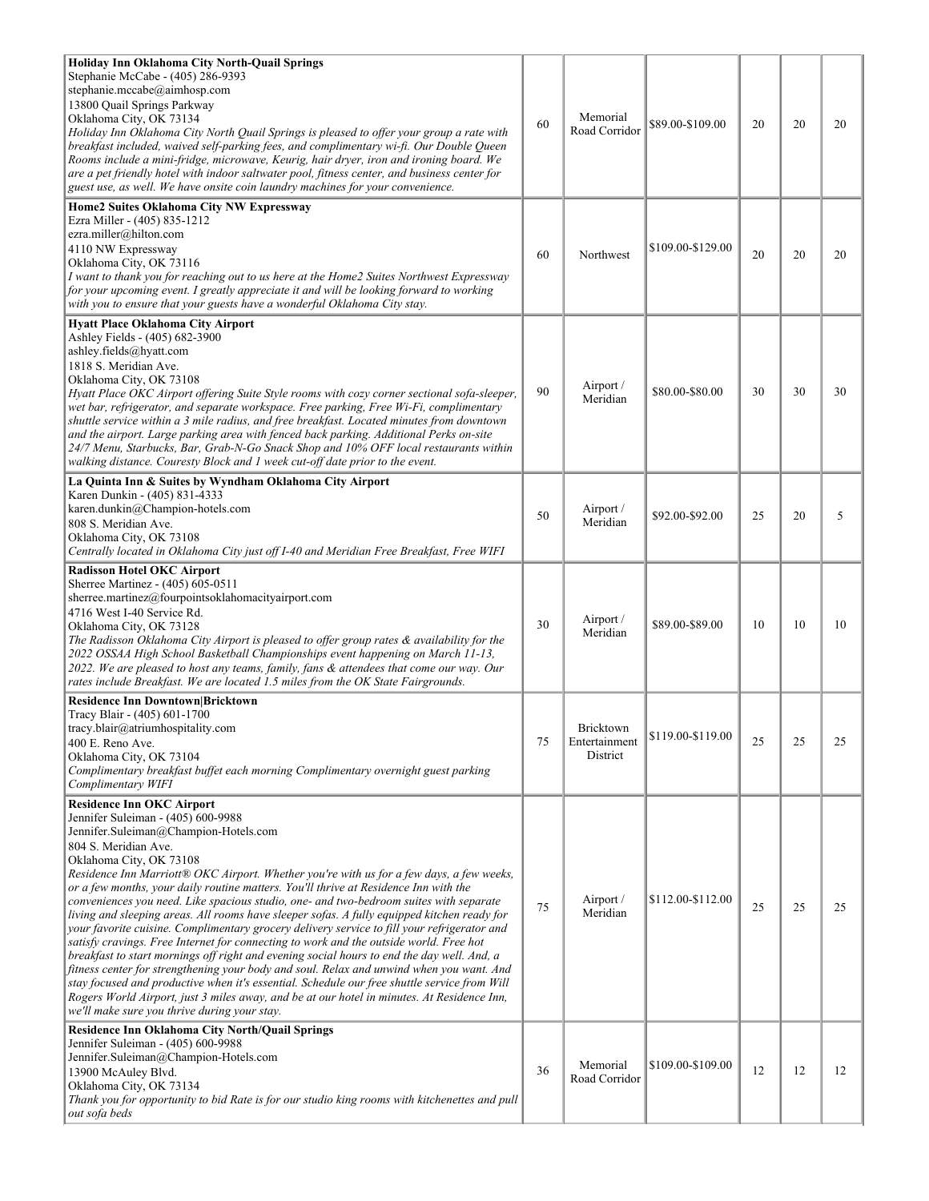| | | | | | | |
|---|---|---|---|---|---|---|
| **Holiday Inn Oklahoma City North-Quail Springs**<br>Stephanie McCabe - (405) 286-9393<br>stephanie.mccabe@aimhosp.com<br>13800 Quail Springs Parkway<br>Oklahoma City, OK 73134<br>*Holiday Inn Oklahoma City North Quail Springs is pleased to offer your group a rate with breakfast included, waived self-parking fees, and complimentary wi-fi. Our Double Queen Rooms include a mini-fridge, microwave, Keurig, hair dryer, iron and ironing board. We are a pet friendly hotel with indoor saltwater pool, fitness center, and business center for guest use, as well. We have onsite coin laundry machines for your convenience.* | 60 | Memorial Road Corridor | $89.00-$109.00 | 20 | 20 | 20 |
| **Home2 Suites Oklahoma City NW Expressway**<br>Ezra Miller - (405) 835-1212<br>ezra.miller@hilton.com<br>4110 NW Expressway<br>Oklahoma City, OK 73116<br>*I want to thank you for reaching out to us here at the Home2 Suites Northwest Expressway for your upcoming event. I greatly appreciate it and will be looking forward to working with you to ensure that your guests have a wonderful Oklahoma City stay.* | 60 | Northwest | $109.00-$129.00 | 20 | 20 | 20 |
| **Hyatt Place Oklahoma City Airport**<br>Ashley Fields - (405) 682-3900<br>ashley.fields@hyatt.com<br>1818 S. Meridian Ave.<br>Oklahoma City, OK 73108<br>*Hyatt Place OKC Airport offering Suite Style rooms with cozy corner sectional sofa-sleeper, wet bar, refrigerator, and separate workspace. Free parking, Free Wi-Fi, complimentary shuttle service within a 3 mile radius, and free breakfast. Located minutes from downtown and the airport. Large parking area with fenced back parking. Additional Perks on-site 24/7 Menu, Starbucks, Bar, Grab-N-Go Snack Shop and 10% OFF local restaurants within walking distance. Couresty Block and 1 week cut-off date prior to the event.* | 90 | Airport / Meridian | $80.00-$80.00 | 30 | 30 | 30 |
| **La Quinta Inn & Suites by Wyndham Oklahoma City Airport**<br>Karen Dunkin - (405) 831-4333<br>karen.dunkin@Champion-hotels.com<br>808 S. Meridian Ave.<br>Oklahoma City, OK 73108<br>*Centrally located in Oklahoma City just off I-40 and Meridian Free Breakfast, Free WIFI* | 50 | Airport / Meridian | $92.00-$92.00 | 25 | 20 | 5 |
| **Radisson Hotel OKC Airport**<br>Sherree Martinez - (405) 605-0511<br>sherree.martinez@fourpointsoklahomacityairport.com<br>4716 West I-40 Service Rd.<br>Oklahoma City, OK 73128<br>*The Radisson Oklahoma City Airport is pleased to offer group rates & availability for the 2022 OSSAA High School Basketball Championships event happening on March 11-13, 2022. We are pleased to host any teams, family, fans & attendees that come our way. Our rates include Breakfast. We are located 1.5 miles from the OK State Fairgrounds.* | 30 | Airport / Meridian | $89.00-$89.00 | 10 | 10 | 10 |
| **Residence Inn Downtown\|Bricktown**<br>Tracy Blair - (405) 601-1700<br>tracy.blair@atriumhospitality.com<br>400 E. Reno Ave.<br>Oklahoma City, OK 73104<br>*Complimentary breakfast buffet each morning Complimentary overnight guest parking Complimentary WIFI* | 75 | Bricktown Entertainment District | $119.00-$119.00 | 25 | 25 | 25 |
| **Residence Inn OKC Airport**<br>Jennifer Suleiman - (405) 600-9988<br>Jennifer.Suleiman@Champion-Hotels.com<br>804 S. Meridian Ave.<br>Oklahoma City, OK 73108<br>*Residence Inn Marriott® OKC Airport. Whether you're with us for a few days, a few weeks, or a few months, your daily routine matters. You'll thrive at Residence Inn with the conveniences you need. Like spacious studio, one- and two-bedroom suites with separate living and sleeping areas. All rooms have sleeper sofas. A fully equipped kitchen ready for your favorite cuisine. Complimentary grocery delivery service to fill your refrigerator and satisfy cravings. Free Internet for connecting to work and the outside world. Free hot breakfast to start mornings off right and evening social hours to end the day well. And, a fitness center for strengthening your body and soul. Relax and unwind when you want. And stay focused and productive when it's essential. Schedule our free shuttle service from Will Rogers World Airport, just 3 miles away, and be at our hotel in minutes. At Residence Inn, we'll make sure you thrive during your stay.* | 75 | Airport / Meridian | $112.00-$112.00 | 25 | 25 | 25 |
| **Residence Inn Oklahoma City North/Quail Springs**<br>Jennifer Suleiman - (405) 600-9988<br>Jennifer.Suleiman@Champion-Hotels.com<br>13900 McAuley Blvd.<br>Oklahoma City, OK 73134<br>*Thank you for opportunity to bid Rate is for our studio king rooms with kitchenettes and pull out sofa beds* | 36 | Memorial Road Corridor | $109.00-$109.00 | 12 | 12 | 12 |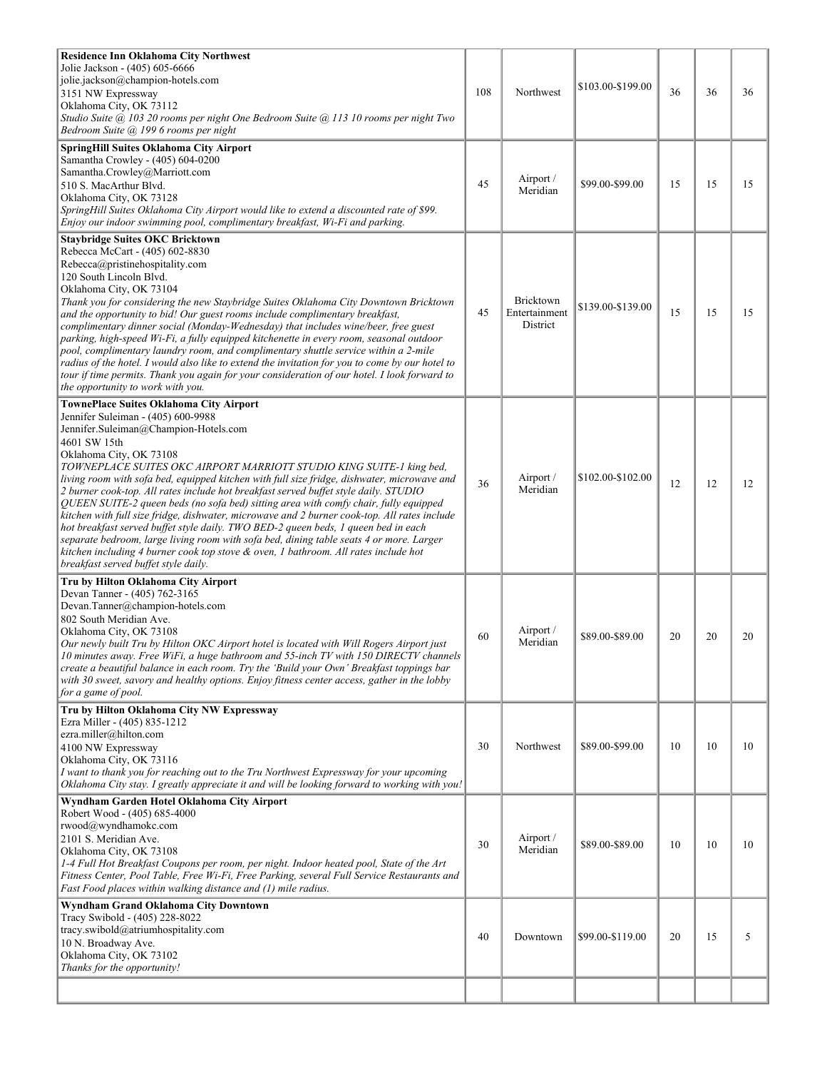| | | | | | | |
|---|---|---|---|---|---|---|
| **Residence Inn Oklahoma City Northwest**<br>Jolie Jackson - (405) 605-6666<br>jolie.jackson@champion-hotels.com<br>3151 NW Expressway<br>Oklahoma City, OK 73112<br>*Studio Suite @ 103 20 rooms per night One Bedroom Suite @ 113 10 rooms per night Two Bedroom Suite @ 199 6 rooms per night* | 108 | Northwest | \$103.00-\$199.00 | 36 | 36 | 36 |
| **SpringHill Suites Oklahoma City Airport**<br>Samantha Crowley - (405) 604-0200<br>Samantha.Crowley@Marriott.com<br>510 S. MacArthur Blvd.<br>Oklahoma City, OK 73128<br>*SpringHill Suites Oklahoma City Airport would like to extend a discounted rate of \$99. Enjoy our indoor swimming pool, complimentary breakfast, Wi-Fi and parking.* | 45 | Airport / Meridian | \$99.00-\$99.00 | 15 | 15 | 15 |
| **Staybridge Suites OKC Bricktown**<br>Rebecca McCart - (405) 602-8830<br>Rebecca@pristinehospitality.com<br>120 South Lincoln Blvd.<br>Oklahoma City, OK 73104<br>*Thank you for considering the new Staybridge Suites Oklahoma City Downtown Bricktown and the opportunity to bid! Our guest rooms include complimentary breakfast, complimentary dinner social (Monday-Wednesday) that includes wine/beer, free guest parking, high-speed Wi-Fi, a fully equipped kitchenette in every room, seasonal outdoor pool, complimentary laundry room, and complimentary shuttle service within a 2-mile radius of the hotel. I would also like to extend the invitation for you to come by our hotel to tour if time permits. Thank you again for your consideration of our hotel. I look forward to the opportunity to work with you.* | 45 | Bricktown Entertainment District | \$139.00-\$139.00 | 15 | 15 | 15 |
| **TownePlace Suites Oklahoma City Airport**<br>Jennifer Suleiman - (405) 600-9988<br>Jennifer.Suleiman@Champion-Hotels.com<br>4601 SW 15th<br>Oklahoma City, OK 73108<br>*TOWNEPLACE SUITES OKC AIRPORT MARRIOTT STUDIO KING SUITE-1 king bed, living room with sofa bed, equipped kitchen with full size fridge, dishwater, microwave and 2 burner cook-top. All rates include hot breakfast served buffet style daily. STUDIO QUEEN SUITE-2 queen beds (no sofa bed) sitting area with comfy chair, fully equipped kitchen with full size fridge, dishwater, microwave and 2 burner cook-top. All rates include hot breakfast served buffet style daily. TWO BED-2 queen beds, 1 queen bed in each separate bedroom, large living room with sofa bed, dining table seats 4 or more. Larger kitchen including 4 burner cook top stove & oven, 1 bathroom. All rates include hot breakfast served buffet style daily.* | 36 | Airport / Meridian | \$102.00-\$102.00 | 12 | 12 | 12 |
| **Tru by Hilton Oklahoma City Airport**<br>Devan Tanner - (405) 762-3165<br>Devan.Tanner@champion-hotels.com<br>802 South Meridian Ave.<br>Oklahoma City, OK 73108<br>*Our newly built Tru by Hilton OKC Airport hotel is located with Will Rogers Airport just 10 minutes away. Free WiFi, a huge bathroom and 55-inch TV with 150 DIRECTV channels create a beautiful balance in each room. Try the 'Build your Own' Breakfast toppings bar with 30 sweet, savory and healthy options. Enjoy fitness center access, gather in the lobby for a game of pool.* | 60 | Airport / Meridian | \$89.00-\$89.00 | 20 | 20 | 20 |
| **Tru by Hilton Oklahoma City NW Expressway**<br>Ezra Miller - (405) 835-1212<br>ezra.miller@hilton.com<br>4100 NW Expressway<br>Oklahoma City, OK 73116<br>*I want to thank you for reaching out to the Tru Northwest Expressway for your upcoming Oklahoma City stay. I greatly appreciate it and will be looking forward to working with you!* | 30 | Northwest | \$89.00-\$99.00 | 10 | 10 | 10 |
| **Wyndham Garden Hotel Oklahoma City Airport**<br>Robert Wood - (405) 685-4000<br>rwood@wyndhamokc.com<br>2101 S. Meridian Ave.<br>Oklahoma City, OK 73108<br>*1-4 Full Hot Breakfast Coupons per room, per night. Indoor heated pool, State of the Art Fitness Center, Pool Table, Free Wi-Fi, Free Parking, several Full Service Restaurants and Fast Food places within walking distance and (1) mile radius.* | 30 | Airport / Meridian | \$89.00-\$89.00 | 10 | 10 | 10 |
| **Wyndham Grand Oklahoma City Downtown**<br>Tracy Swibold - (405) 228-8022<br>tracy.swibold@atriumhospitality.com<br>10 N. Broadway Ave.<br>Oklahoma City, OK 73102<br>*Thanks for the opportunity!* | 40 | Downtown | \$99.00-\$119.00 | 20 | 15 | 5 |
| | | | | | | |